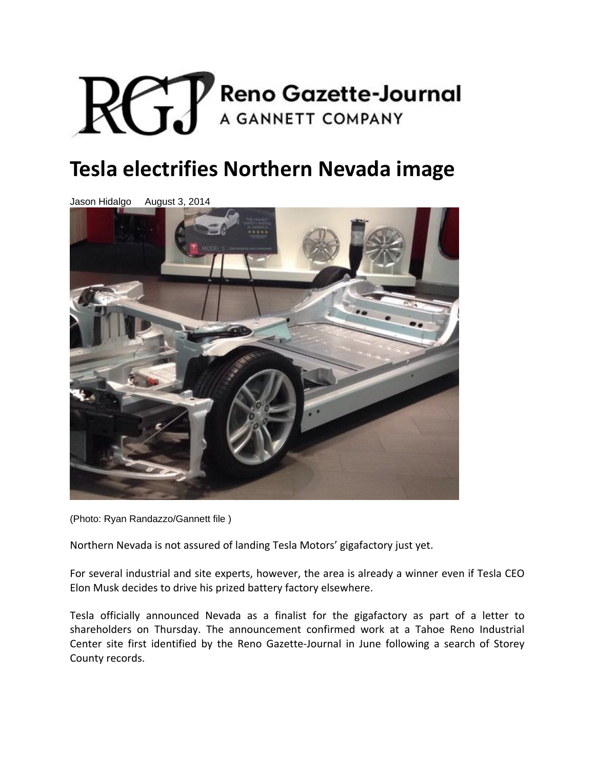Reno Gazette-Journal
A GANNETT COMPANY

# Tesla electrifies Northern Nevada image

Jason Hidalgo August 3, 2014

(Photo: Ryan Randazzo/Gannett file )

Northern Nevada is not assured of landing Tesla Motors' gigafactory just yet.

For several industrial and site experts, however, the area is already a winner even if Tesla CEO Elon Musk decides to drive his prized battery factory elsewhere.

Tesla officially announced Nevada as a finalist for the gigafactory as part of a letter to shareholders on Thursday. The announcement confirmed work at a Tahoe Reno Industrial Center site first identified by the Reno Gazette-Journal in June following a search of Storey County records.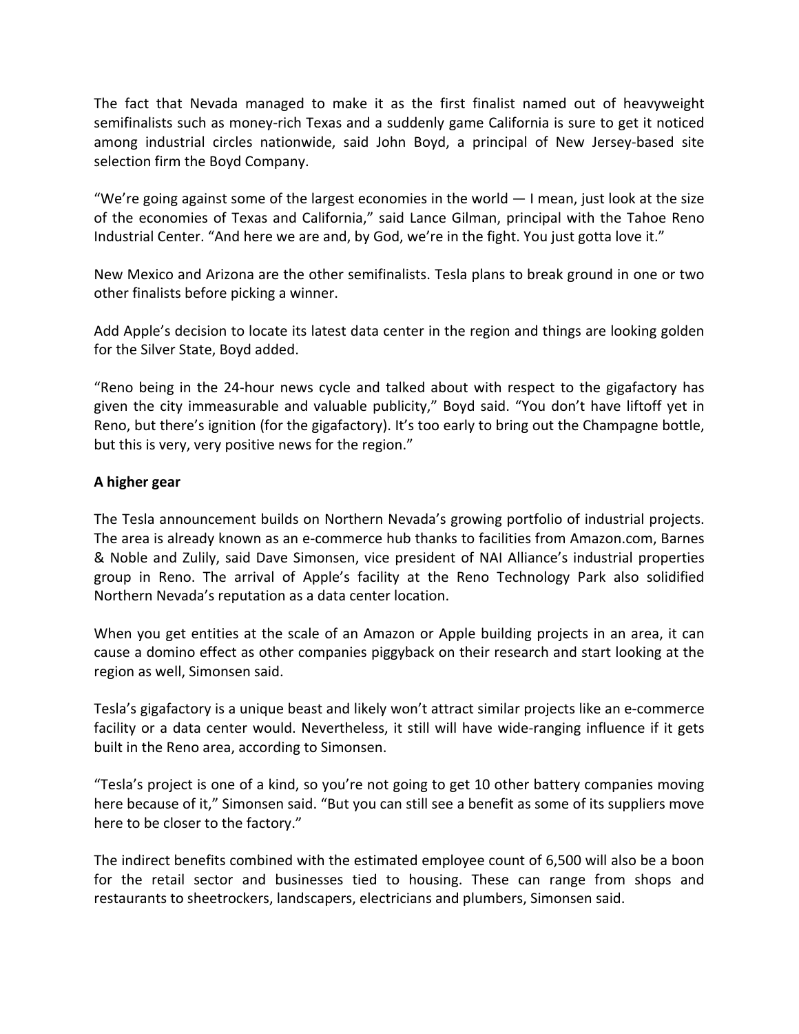The fact that Nevada managed to make it as the first finalist named out of heavyweight semifinalists such as money-rich Texas and a suddenly game California is sure to get it noticed among industrial circles nationwide, said John Boyd, a principal of New Jersey-based site selection firm the Boyd Company.

"We're going against some of the largest economies in the world — I mean, just look at the size of the economies of Texas and California," said Lance Gilman, principal with the Tahoe Reno Industrial Center. "And here we are and, by God, we're in the fight. You just gotta love it."

New Mexico and Arizona are the other semifinalists. Tesla plans to break ground in one or two other finalists before picking a winner.

Add Apple's decision to locate its latest data center in the region and things are looking golden for the Silver State, Boyd added.

"Reno being in the 24-hour news cycle and talked about with respect to the gigafactory has given the city immeasurable and valuable publicity," Boyd said. "You don't have liftoff yet in Reno, but there's ignition (for the gigafactory). It's too early to bring out the Champagne bottle, but this is very, very positive news for the region."

**A higher gear**

The Tesla announcement builds on Northern Nevada's growing portfolio of industrial projects. The area is already known as an e-commerce hub thanks to facilities from Amazon.com, Barnes & Noble and Zulily, said Dave Simonsen, vice president of NAI Alliance's industrial properties group in Reno. The arrival of Apple's facility at the Reno Technology Park also solidified Northern Nevada's reputation as a data center location.

When you get entities at the scale of an Amazon or Apple building projects in an area, it can cause a domino effect as other companies piggyback on their research and start looking at the region as well, Simonsen said.

Tesla's gigafactory is a unique beast and likely won't attract similar projects like an e-commerce facility or a data center would. Nevertheless, it still will have wide-ranging influence if it gets built in the Reno area, according to Simonsen.

"Tesla's project is one of a kind, so you're not going to get 10 other battery companies moving here because of it," Simonsen said. "But you can still see a benefit as some of its suppliers move here to be closer to the factory."

The indirect benefits combined with the estimated employee count of 6,500 will also be a boon for the retail sector and businesses tied to housing. These can range from shops and restaurants to sheetrockers, landscapers, electricians and plumbers, Simonsen said.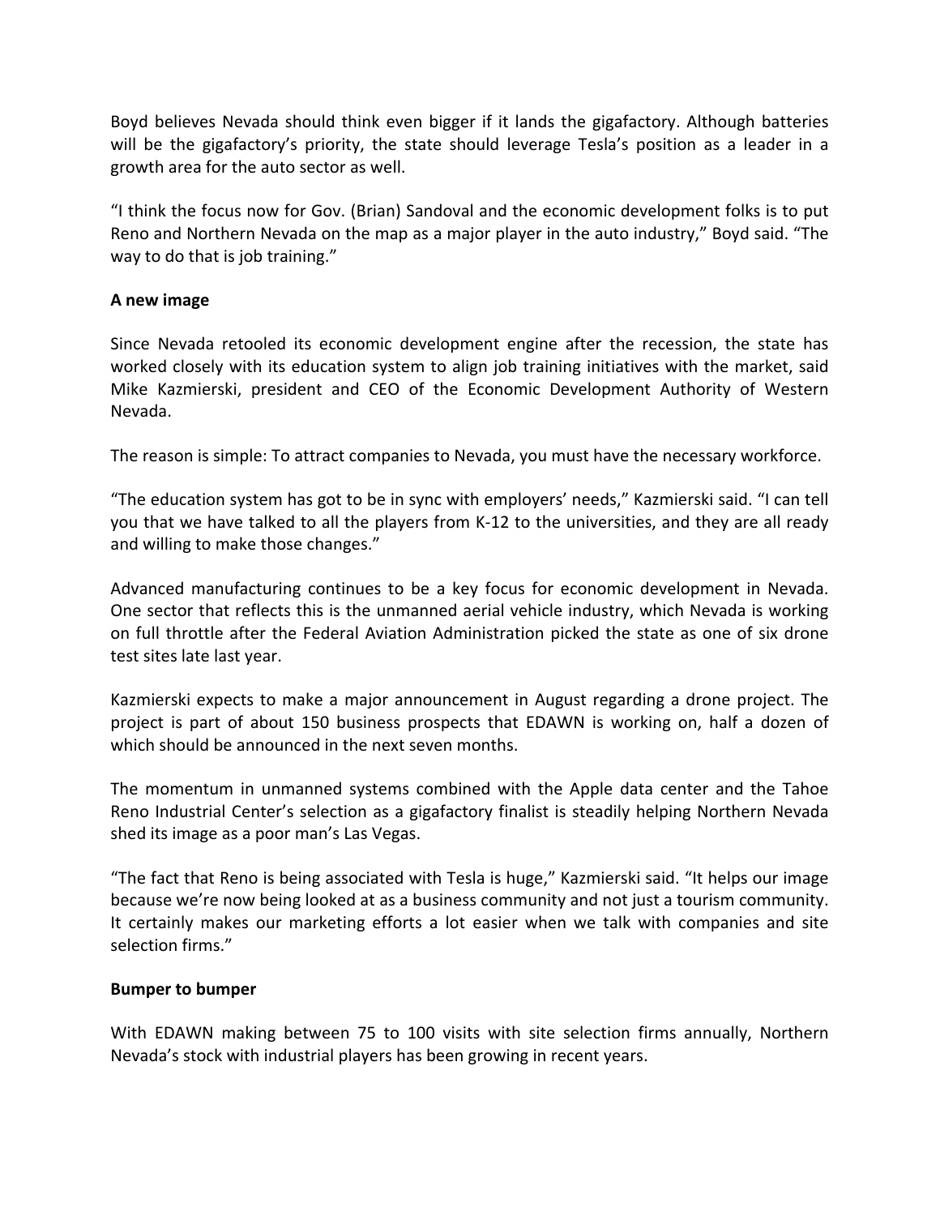Boyd believes Nevada should think even bigger if it lands the gigafactory. Although batteries will be the gigafactory's priority, the state should leverage Tesla's position as a leader in a growth area for the auto sector as well.

"I think the focus now for Gov. (Brian) Sandoval and the economic development folks is to put Reno and Northern Nevada on the map as a major player in the auto industry," Boyd said. "The way to do that is job training."

**A new image**

Since Nevada retooled its economic development engine after the recession, the state has worked closely with its education system to align job training initiatives with the market, said Mike Kazmierski, president and CEO of the Economic Development Authority of Western Nevada.

The reason is simple: To attract companies to Nevada, you must have the necessary workforce.

"The education system has got to be in sync with employers' needs," Kazmierski said. "I can tell you that we have talked to all the players from K-12 to the universities, and they are all ready and willing to make those changes."

Advanced manufacturing continues to be a key focus for economic development in Nevada. One sector that reflects this is the unmanned aerial vehicle industry, which Nevada is working on full throttle after the Federal Aviation Administration picked the state as one of six drone test sites late last year.

Kazmierski expects to make a major announcement in August regarding a drone project. The project is part of about 150 business prospects that EDAWN is working on, half a dozen of which should be announced in the next seven months.

The momentum in unmanned systems combined with the Apple data center and the Tahoe Reno Industrial Center's selection as a gigafactory finalist is steadily helping Northern Nevada shed its image as a poor man's Las Vegas.

"The fact that Reno is being associated with Tesla is huge," Kazmierski said. "It helps our image because we're now being looked at as a business community and not just a tourism community. It certainly makes our marketing efforts a lot easier when we talk with companies and site selection firms."

**Bumper to bumper**

With EDAWN making between 75 to 100 visits with site selection firms annually, Northern Nevada's stock with industrial players has been growing in recent years.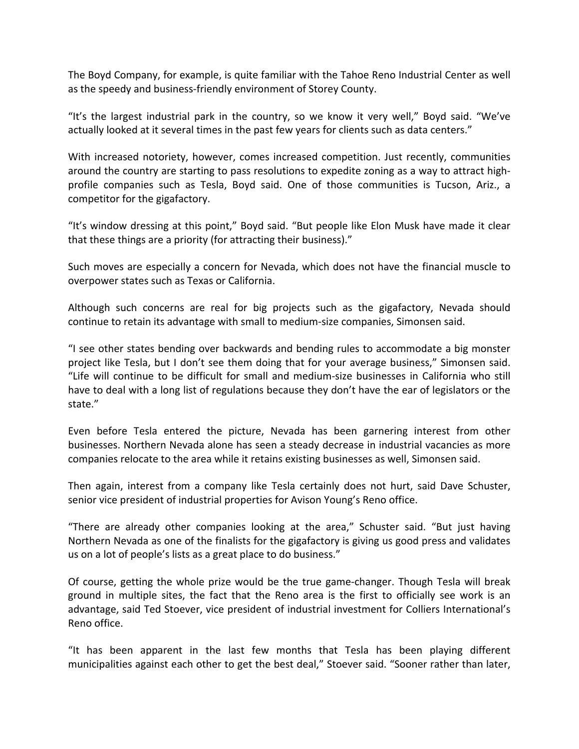The Boyd Company, for example, is quite familiar with the Tahoe Reno Industrial Center as well as the speedy and business-friendly environment of Storey County.

"It's the largest industrial park in the country, so we know it very well," Boyd said. "We've actually looked at it several times in the past few years for clients such as data centers."

With increased notoriety, however, comes increased competition. Just recently, communities around the country are starting to pass resolutions to expedite zoning as a way to attract high-profile companies such as Tesla, Boyd said. One of those communities is Tucson, Ariz., a competitor for the gigafactory.

"It's window dressing at this point," Boyd said. "But people like Elon Musk have made it clear that these things are a priority (for attracting their business)."

Such moves are especially a concern for Nevada, which does not have the financial muscle to overpower states such as Texas or California.

Although such concerns are real for big projects such as the gigafactory, Nevada should continue to retain its advantage with small to medium-size companies, Simonsen said.

"I see other states bending over backwards and bending rules to accommodate a big monster project like Tesla, but I don't see them doing that for your average business," Simonsen said. "Life will continue to be difficult for small and medium-size businesses in California who still have to deal with a long list of regulations because they don't have the ear of legislators or the state."

Even before Tesla entered the picture, Nevada has been garnering interest from other businesses. Northern Nevada alone has seen a steady decrease in industrial vacancies as more companies relocate to the area while it retains existing businesses as well, Simonsen said.

Then again, interest from a company like Tesla certainly does not hurt, said Dave Schuster, senior vice president of industrial properties for Avison Young's Reno office.

"There are already other companies looking at the area," Schuster said. "But just having Northern Nevada as one of the finalists for the gigafactory is giving us good press and validates us on a lot of people's lists as a great place to do business."

Of course, getting the whole prize would be the true game-changer. Though Tesla will break ground in multiple sites, the fact that the Reno area is the first to officially see work is an advantage, said Ted Stoever, vice president of industrial investment for Colliers International's Reno office.

"It has been apparent in the last few months that Tesla has been playing different municipalities against each other to get the best deal," Stoever said. "Sooner rather than later,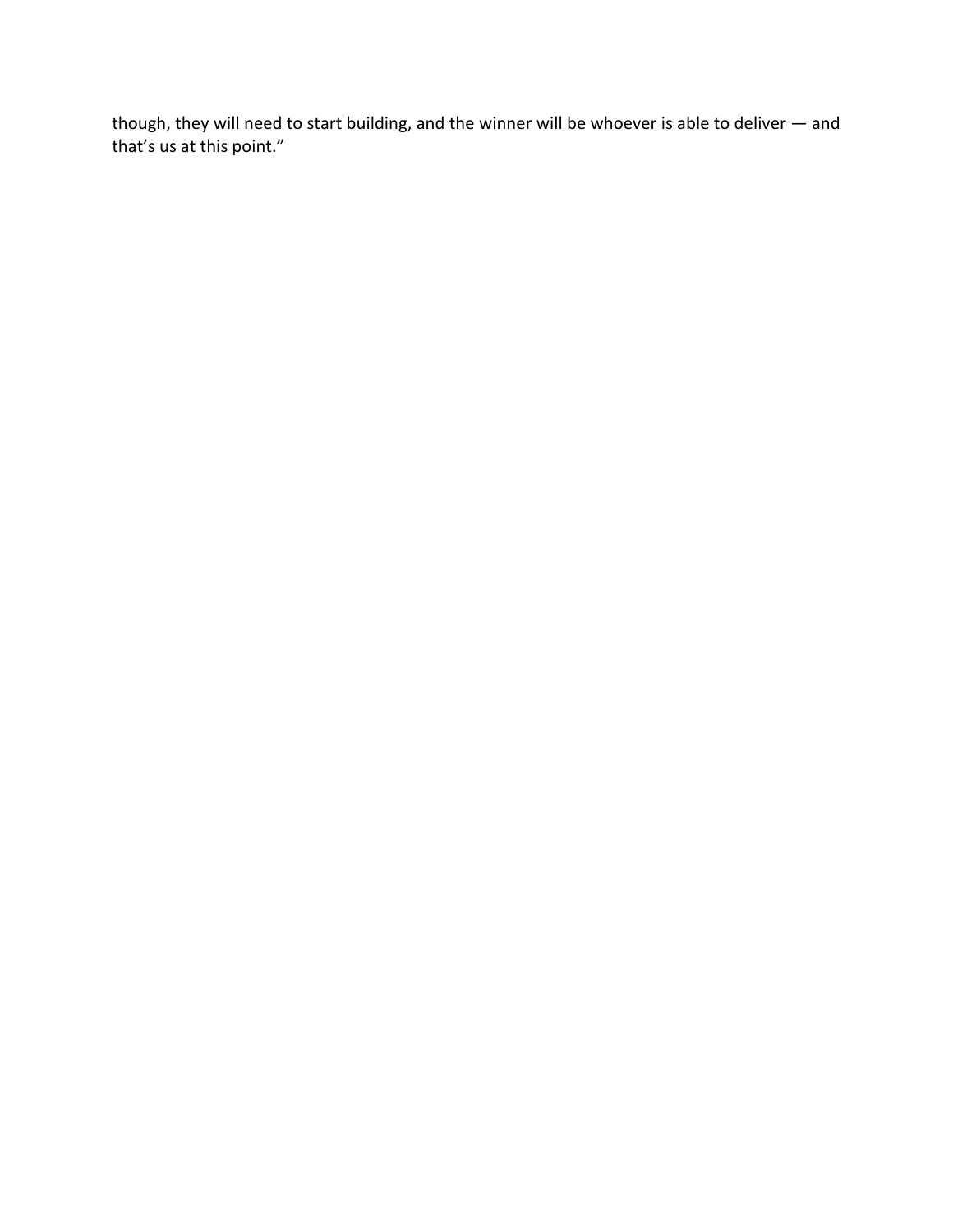though, they will need to start building, and the winner will be whoever is able to deliver — and that's us at this point."